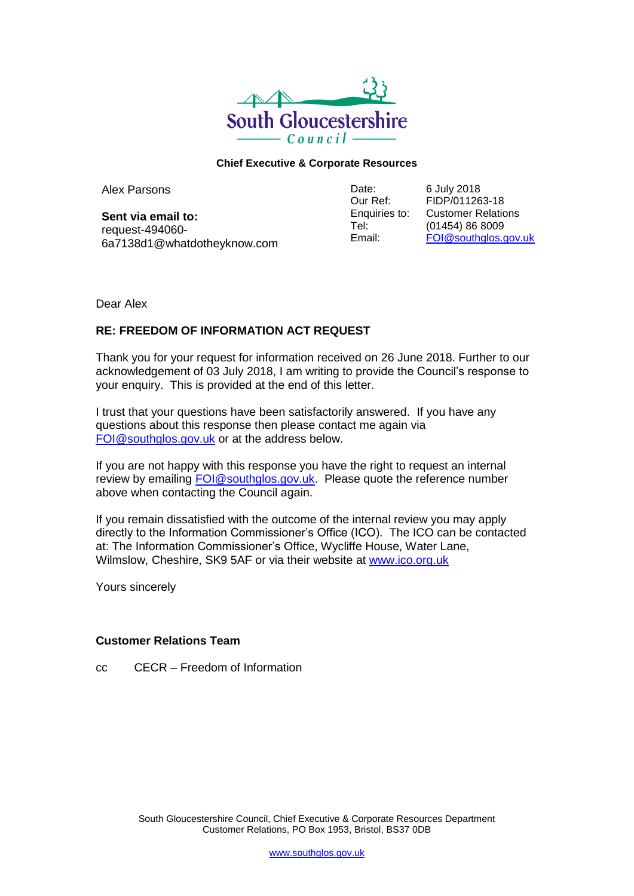South Gloucestershire Council

**Chief Executive & Corporate Resources**

Alex Parsons

**Sent via email to:**
request-494060-6a7138d1@whatdotheyknow.com

| | |
|---|---|
| Date: | 6 July 2018 |
| Our Ref: | FIDP/011263-18 |
| Enquiries to: | Customer Relations |
| Tel: | (01454) 86 8009 |
| Email: | FOI@southglos.gov.uk |

Dear Alex

**RE: FREEDOM OF INFORMATION ACT REQUEST**

Thank you for your request for information received on 26 June 2018. Further to our acknowledgement of 03 July 2018, I am writing to provide the Council's response to your enquiry. This is provided at the end of this letter.

I trust that your questions have been satisfactorily answered. If you have any questions about this response then please contact me again via FOI@southglos.gov.uk or at the address below.

If you are not happy with this response you have the right to request an internal review by emailing FOI@southglos.gov.uk. Please quote the reference number above when contacting the Council again.

If you remain dissatisfied with the outcome of the internal review you may apply directly to the Information Commissioner's Office (ICO). The ICO can be contacted at: The Information Commissioner's Office, Wycliffe House, Water Lane, Wilmslow, Cheshire, SK9 5AF or via their website at www.ico.org.uk

Yours sincerely

**Customer Relations Team**

cc CECR – Freedom of Information

South Gloucestershire Council, Chief Executive & Corporate Resources Department
Customer Relations, PO Box 1953, Bristol, BS37 0DB

www.southglos.gov.uk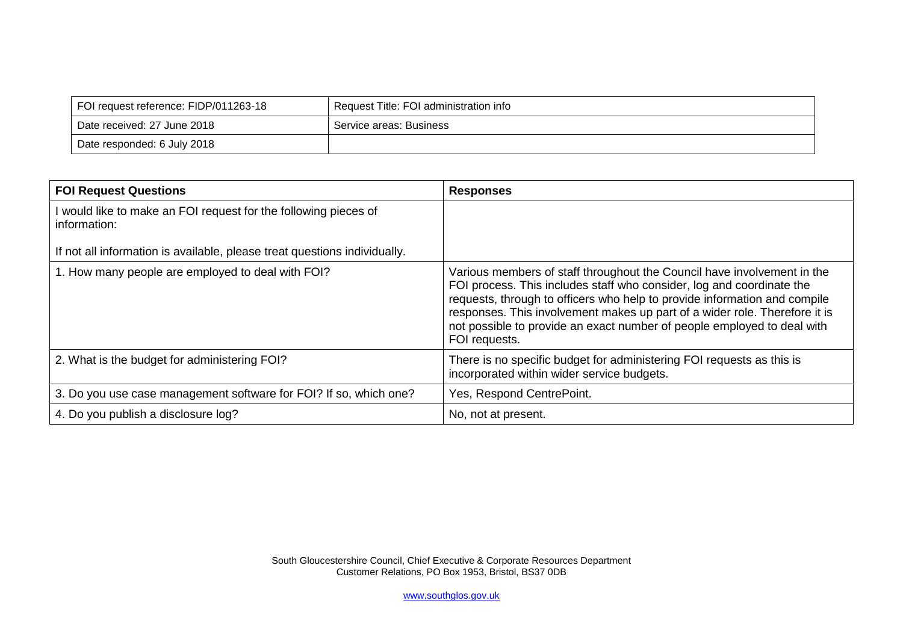| | |
|---|---|
| FOI request reference: FIDP/011263-18 | Request Title: FOI administration info |
| Date received: 27 June 2018 | Service areas: Business |
| Date responded: 6 July 2018 | |

| **FOI Request Questions** | **Responses** |
|---|---|
| I would like to make an FOI request for the following pieces of information:<br><br>If not all information is available, please treat questions individually. | |
| 1. How many people are employed to deal with FOI? | Various members of staff throughout the Council have involvement in the FOI process. This includes staff who consider, log and coordinate the requests, through to officers who help to provide information and compile responses. This involvement makes up part of a wider role. Therefore it is not possible to provide an exact number of people employed to deal with FOI requests. |
| 2. What is the budget for administering FOI? | There is no specific budget for administering FOI requests as this is incorporated within wider service budgets. |
| 3. Do you use case management software for FOI? If so, which one? | Yes, Respond CentrePoint. |
| 4. Do you publish a disclosure log? | No, not at present. |

South Gloucestershire Council, Chief Executive & Corporate Resources Department
Customer Relations, PO Box 1953, Bristol, BS37 0DB

www.southglos.gov.uk